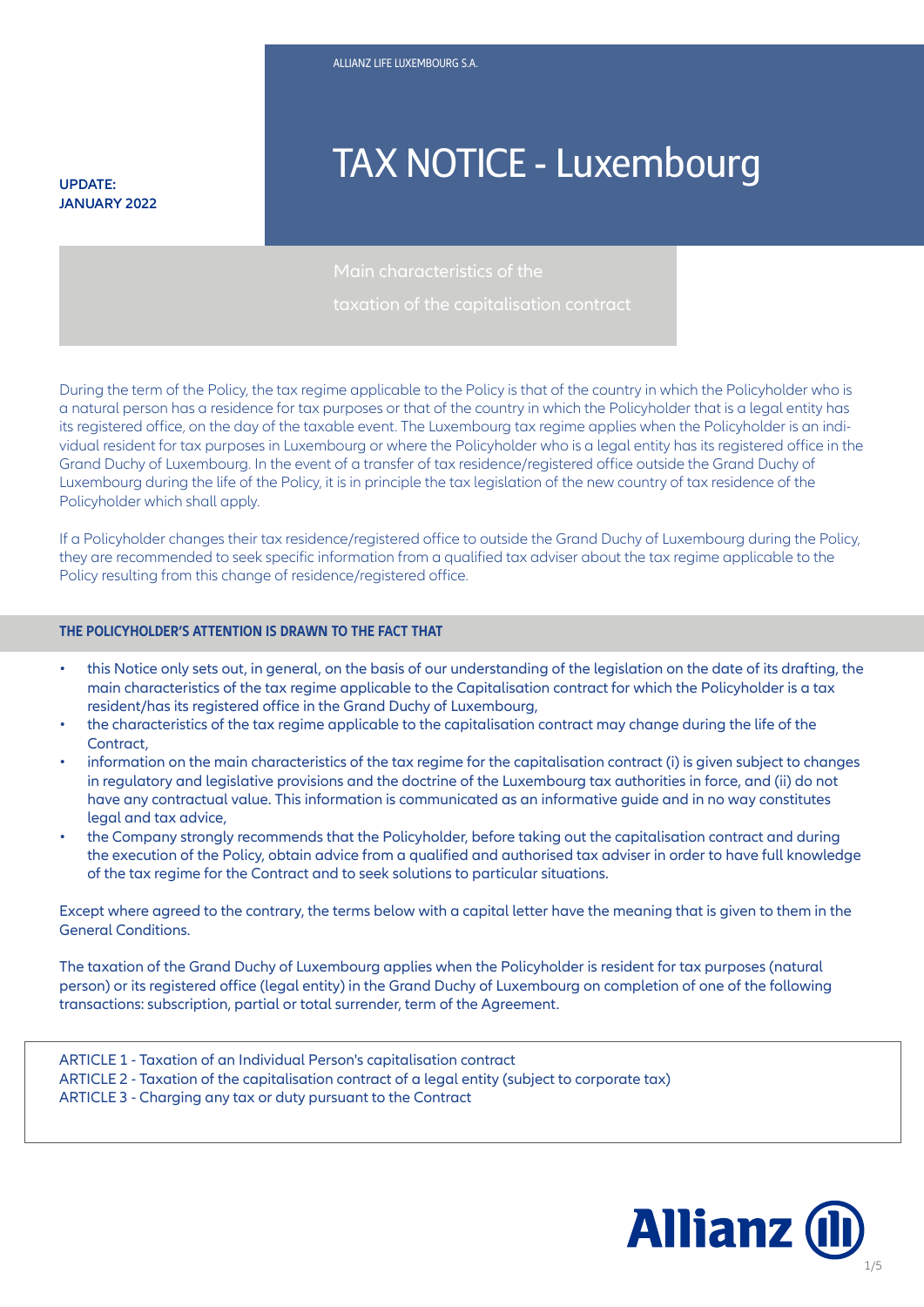ALLIANZ LIFE LUXEMBOURG S.A.

**UPDATE: JANUARY 2022**

# TAX NOTICE - Luxembourg

## Main characteristics of the taxation of the capitalisation contract

During the term of the Policy, the tax regime applicable to the Policy is that of the country in which the Policyholder who is a natural person has a residence for tax purposes or that of the country in which the Policyholder that is a legal entity has its registered office, on the day of the taxable event. The Luxembourg tax regime applies when the Policyholder is an individual resident for tax purposes in Luxembourg or where the Policyholder who is a legal entity has its registered office in the Grand Duchy of Luxembourg. In the event of a transfer of tax residence/registered office outside the Grand Duchy of Luxembourg during the life of the Policy, it is in principle the tax legislation of the new country of tax residence of the Policyholder which shall apply.

If a Policyholder changes their tax residence/registered office to outside the Grand Duchy of Luxembourg during the Policy, they are recommended to seek specific information from a qualified tax adviser about the tax regime applicable to the Policy resulting from this change of residence/registered office.

### THE POLICYHOLDER'S ATTENTION IS DRAWN TO THE FACT THAT

- this Notice only sets out, in general, on the basis of our understanding of the legislation on the date of its drafting, the main characteristics of the tax regime applicable to the Capitalisation contract for which the Policyholder is a tax resident/has its registered office in the Grand Duchy of Luxembourg,
- the characteristics of the tax regime applicable to the capitalisation contract may change during the life of the Contract,
- information on the main characteristics of the tax regime for the capitalisation contract (i) is given subject to changes in regulatory and legislative provisions and the doctrine of the Luxembourg tax authorities in force, and (ii) do not have any contractual value. This information is communicated as an informative guide and in no way constitutes legal and tax advice,
- the Company strongly recommends that the Policyholder, before taking out the capitalisation contract and during the execution of the Policy, obtain advice from a qualified and authorised tax adviser in order to have full knowledge of the tax regime for the Contract and to seek solutions to particular situations.

Except where agreed to the contrary, the terms below with a capital letter have the meaning that is given to them in the General Conditions.

The taxation of the Grand Duchy of Luxembourg applies when the Policyholder is resident for tax purposes (natural person) or its registered office (legal entity) in the Grand Duchy of Luxembourg on completion of one of the following transactions: subscription, partial or total surrender, term of the Agreement.

ARTICLE 1 - Taxation of an Individual Person's capitalisation contract
ARTICLE 2 - Taxation of the capitalisation contract of a legal entity (subject to corporate tax)
ARTICLE 3 - Charging any tax or duty pursuant to the Contract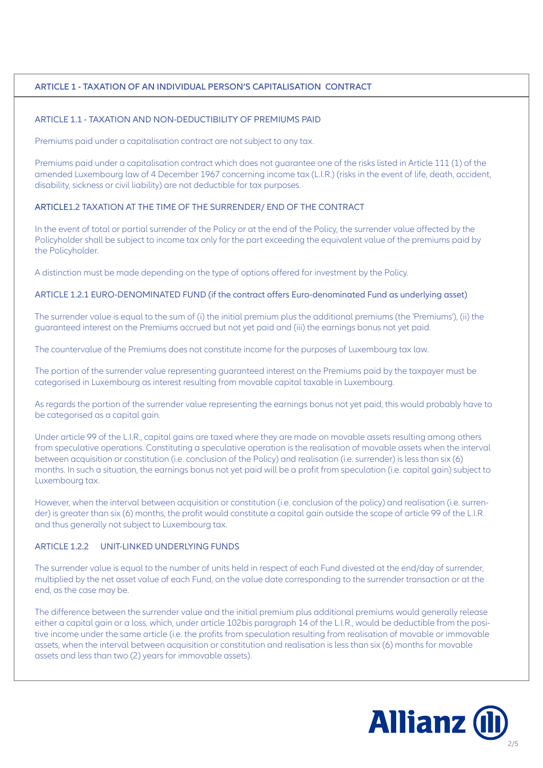## ARTICLE 1 - TAXATION OF AN INDIVIDUAL PERSON'S CAPITALISATION CONTRACT

### ARTICLE 1.1 - TAXATION AND NON-DEDUCTIBILITY OF PREMIUMS PAID

Premiums paid under a capitalisation contract are not subject to any tax.

Premiums paid under a capitalisation contract which does not guarantee one of the risks listed in Article 111 (1) of the amended Luxembourg law of 4 December 1967 concerning income tax (L.I.R.) (risks in the event of life, death, accident, disability, sickness or civil liability) are not deductible for tax purposes.

### ARTICLE1.2 TAXATION AT THE TIME OF THE SURRENDER/ END OF THE CONTRACT

In the event of total or partial surrender of the Policy or at the end of the Policy, the surrender value affected by the Policyholder shall be subject to income tax only for the part exceeding the equivalent value of the premiums paid by the Policyholder.

A distinction must be made depending on the type of options offered for investment by the Policy.

#### ARTICLE 1.2.1 EURO-DENOMINATED FUND (if the contract offers Euro-denominated Fund as underlying asset)

The surrender value is equal to the sum of (i) the initial premium plus the additional premiums (the 'Premiums'), (ii) the guaranteed interest on the Premiums accrued but not yet paid and (iii) the earnings bonus not yet paid.

The countervalue of the Premiums does not constitute income for the purposes of Luxembourg tax law.

The portion of the surrender value representing guaranteed interest on the Premiums paid by the taxpayer must be categorised in Luxembourg as interest resulting from movable capital taxable in Luxembourg.

As regards the portion of the surrender value representing the earnings bonus not yet paid, this would probably have to be categorised as a capital gain.

Under article 99 of the L.I.R., capital gains are taxed where they are made on movable assets resulting among others from speculative operations. Constituting a speculative operation is the realisation of movable assets when the interval between acquisition or constitution (i.e. conclusion of the Policy) and realisation (i.e. surrender) is less than six (6) months. In such a situation, the earnings bonus not yet paid will be a profit from speculation (i.e. capital gain) subject to Luxembourg tax.

However, when the interval between acquisition or constitution (i.e. conclusion of the policy) and realisation (i.e. surrender) is greater than six (6) months, the profit would constitute a capital gain outside the scope of article 99 of the L.I.R. and thus generally not subject to Luxembourg tax.

#### ARTICLE 1.2.2 UNIT-LINKED UNDERLYING FUNDS

The surrender value is equal to the number of units held in respect of each Fund divested at the end/day of surrender, multiplied by the net asset value of each Fund, on the value date corresponding to the surrender transaction or at the end, as the case may be.

The difference between the surrender value and the initial premium plus additional premiums would generally release either a capital gain or a loss, which, under article 102bis paragraph 14 of the L.I.R., would be deductible from the positive income under the same article (i.e. the profits from speculation resulting from realisation of movable or immovable assets, when the interval between acquisition or constitution and realisation is less than six (6) months for movable assets and less than two (2) years for immovable assets).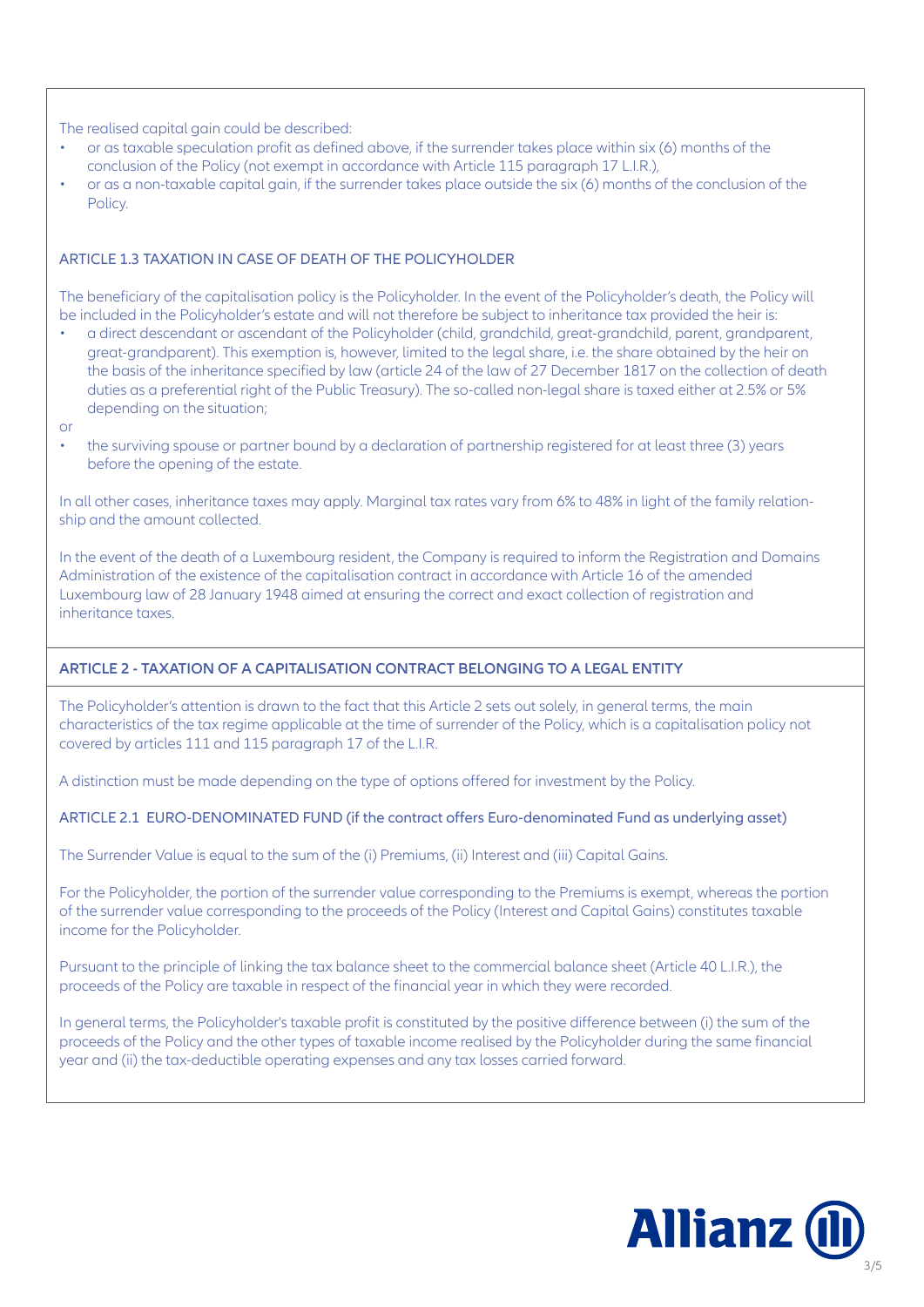The realised capital gain could be described:

- or as taxable speculation profit as defined above, if the surrender takes place within six (6) months of the conclusion of the Policy (not exempt in accordance with Article 115 paragraph 17 L.I.R.),
- or as a non-taxable capital gain, if the surrender takes place outside the six (6) months of the conclusion of the Policy.

### ARTICLE 1.3 TAXATION IN CASE OF DEATH OF THE POLICYHOLDER

The beneficiary of the capitalisation policy is the Policyholder. In the event of the Policyholder's death, the Policy will be included in the Policyholder's estate and will not therefore be subject to inheritance tax provided the heir is:

- a direct descendant or ascendant of the Policyholder (child, grandchild, great-grandchild, parent, grandparent, great-grandparent). This exemption is, however, limited to the legal share, i.e. the share obtained by the heir on the basis of the inheritance specified by law (article 24 of the law of 27 December 1817 on the collection of death duties as a preferential right of the Public Treasury). The so-called non-legal share is taxed either at 2.5% or 5% depending on the situation;

or

- the surviving spouse or partner bound by a declaration of partnership registered for at least three (3) years before the opening of the estate.

In all other cases, inheritance taxes may apply. Marginal tax rates vary from 6% to 48% in light of the family relationship and the amount collected.

In the event of the death of a Luxembourg resident, the Company is required to inform the Registration and Domains Administration of the existence of the capitalisation contract in accordance with Article 16 of the amended Luxembourg law of 28 January 1948 aimed at ensuring the correct and exact collection of registration and inheritance taxes.

## ARTICLE 2 - TAXATION OF A CAPITALISATION CONTRACT BELONGING TO A LEGAL ENTITY

The Policyholder's attention is drawn to the fact that this Article 2 sets out solely, in general terms, the main characteristics of the tax regime applicable at the time of surrender of the Policy, which is a capitalisation policy not covered by articles 111 and 115 paragraph 17 of the L.I.R.

A distinction must be made depending on the type of options offered for investment by the Policy.

### ARTICLE 2.1 EURO-DENOMINATED FUND (if the contract offers Euro-denominated Fund as underlying asset)

The Surrender Value is equal to the sum of the (i) Premiums, (ii) Interest and (iii) Capital Gains.

For the Policyholder, the portion of the surrender value corresponding to the Premiums is exempt, whereas the portion of the surrender value corresponding to the proceeds of the Policy (Interest and Capital Gains) constitutes taxable income for the Policyholder.

Pursuant to the principle of linking the tax balance sheet to the commercial balance sheet (Article 40 L.I.R.), the proceeds of the Policy are taxable in respect of the financial year in which they were recorded.

In general terms, the Policyholder's taxable profit is constituted by the positive difference between (i) the sum of the proceeds of the Policy and the other types of taxable income realised by the Policyholder during the same financial year and (ii) the tax-deductible operating expenses and any tax losses carried forward.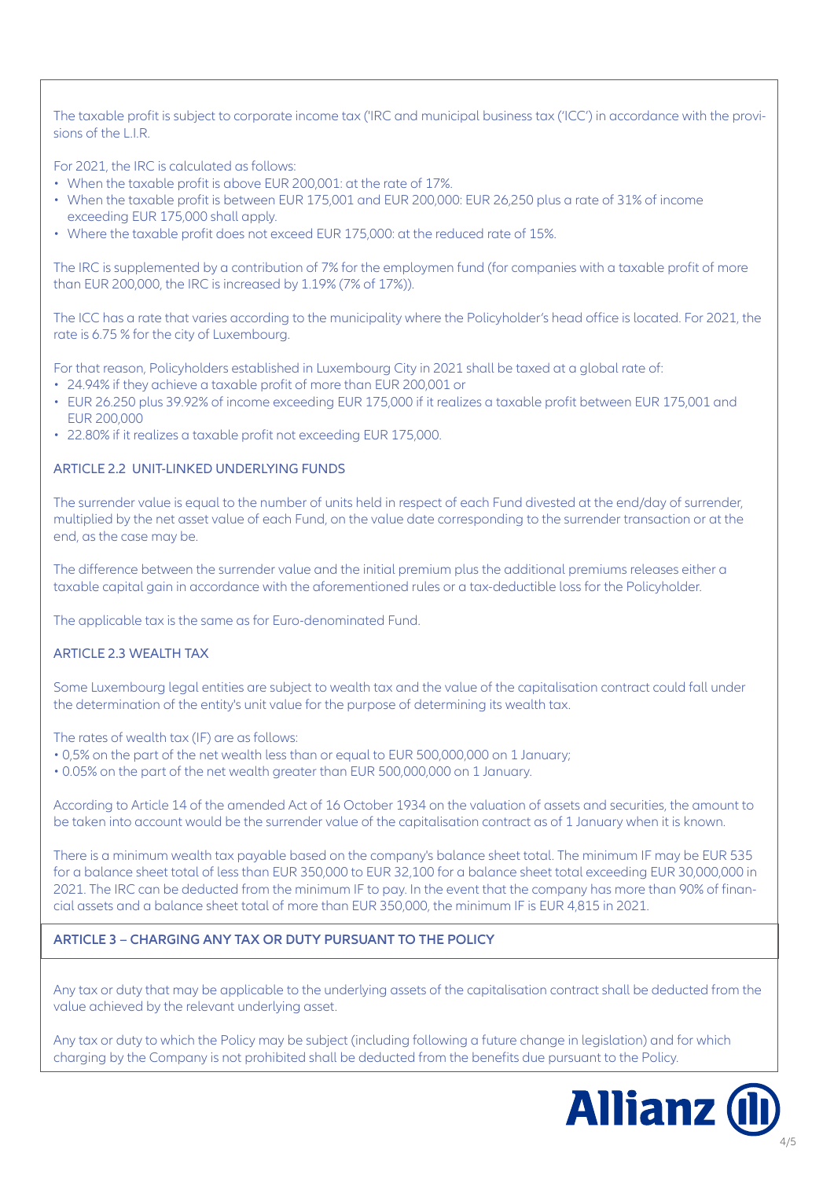The taxable profit is subject to corporate income tax ('IRC and municipal business tax ('ICC') in accordance with the provisions of the L.I.R.

For 2021, the IRC is calculated as follows:

- When the taxable profit is above EUR 200,001: at the rate of 17%.
- When the taxable profit is between EUR 175,001 and EUR 200,000: EUR 26,250 plus a rate of 31% of income exceeding EUR 175,000 shall apply.
- Where the taxable profit does not exceed EUR 175,000: at the reduced rate of 15%.

The IRC is supplemented by a contribution of 7% for the employmen fund (for companies with a taxable profit of more than EUR 200,000, the IRC is increased by 1.19% (7% of 17%)).

The ICC has a rate that varies according to the municipality where the Policyholder's head office is located. For 2021, the rate is 6.75 % for the city of Luxembourg.

For that reason, Policyholders established in Luxembourg City in 2021 shall be taxed at a global rate of:

- 24.94% if they achieve a taxable profit of more than EUR 200,001 or
- EUR 26.250 plus 39.92% of income exceeding EUR 175,000 if it realizes a taxable profit between EUR 175,001 and EUR 200,000
- 22.80% if it realizes a taxable profit not exceeding EUR 175,000.

### ARTICLE 2.2 UNIT-LINKED UNDERLYING FUNDS

The surrender value is equal to the number of units held in respect of each Fund divested at the end/day of surrender, multiplied by the net asset value of each Fund, on the value date corresponding to the surrender transaction or at the end, as the case may be.

The difference between the surrender value and the initial premium plus the additional premiums releases either a taxable capital gain in accordance with the aforementioned rules or a tax-deductible loss for the Policyholder.

The applicable tax is the same as for Euro-denominated Fund.

### ARTICLE 2.3 WEALTH TAX

Some Luxembourg legal entities are subject to wealth tax and the value of the capitalisation contract could fall under the determination of the entity's unit value for the purpose of determining its wealth tax.

The rates of wealth tax (IF) are as follows:

- 0,5% on the part of the net wealth less than or equal to EUR 500,000,000 on 1 January;
- 0.05% on the part of the net wealth greater than EUR 500,000,000 on 1 January.

According to Article 14 of the amended Act of 16 October 1934 on the valuation of assets and securities, the amount to be taken into account would be the surrender value of the capitalisation contract as of 1 January when it is known.

There is a minimum wealth tax payable based on the company's balance sheet total. The minimum IF may be EUR 535 for a balance sheet total of less than EUR 350,000 to EUR 32,100 for a balance sheet total exceeding EUR 30,000,000 in 2021. The IRC can be deducted from the minimum IF to pay. In the event that the company has more than 90% of financial assets and a balance sheet total of more than EUR 350,000, the minimum IF is EUR 4,815 in 2021.

## ARTICLE 3 – CHARGING ANY TAX OR DUTY PURSUANT TO THE POLICY

Any tax or duty that may be applicable to the underlying assets of the capitalisation contract shall be deducted from the value achieved by the relevant underlying asset.

Any tax or duty to which the Policy may be subject (including following a future change in legislation) and for which charging by the Company is not prohibited shall be deducted from the benefits due pursuant to the Policy.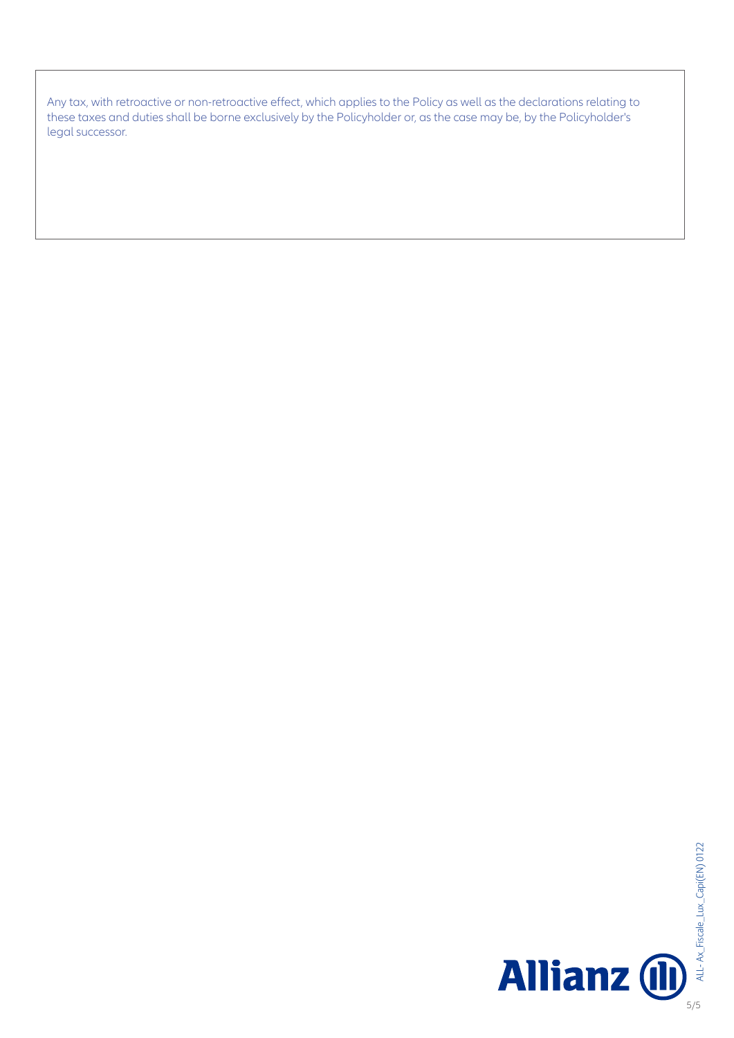Any tax, with retroactive or non-retroactive effect, which applies to the Policy as well as the declarations relating to these taxes and duties shall be borne exclusively by the Policyholder or, as the case may be, by the Policyholder's legal successor.